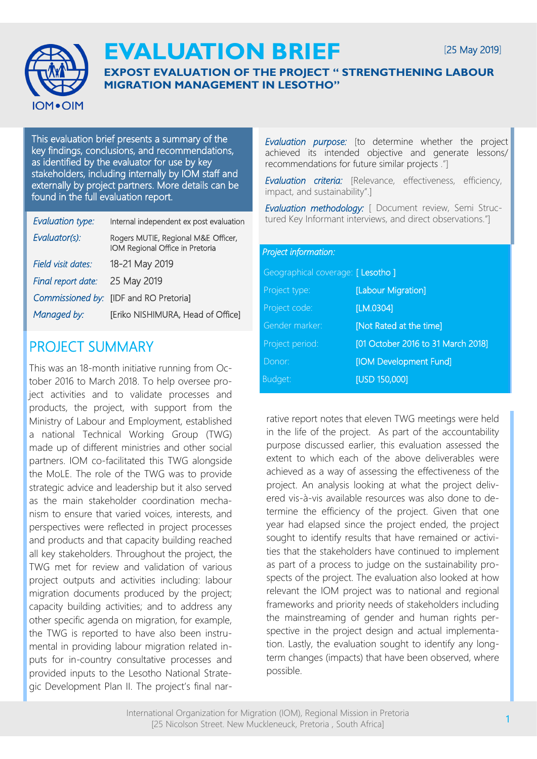# EVALUATION BRIEF

[25 May 2019]

## EXPOST EVALUATION OF THE PROJECT " STRENGTHENING LABOUR MIGRATION MANAGEMENT IN LESOTHO"

This evaluation brief presents a summary of the key findings, conclusions, and recommendations, as identified by the evaluator for use by key stakeholders, including internally by IOM staff and externally by project partners. More details can be found in the full evaluation report.

| | |
|---|---|
| *Evaluation type:* | Internal independent ex post evaluation |
| *Evaluator(s):* | Rogers MUTIE, Regional M&E Officer, IOM Regional Office in Pretoria |
| *Field visit dates:* | 18-21 May 2019 |
| *Final report date:* | 25 May 2019 |
| *Commissioned by:* | [IDF and RO Pretoria] |
| *Managed by:* | [Eriko NISHIMURA, Head of Office] |

*Evaluation purpose:* [to determine whether the project achieved its intended objective and generate lessons/ recommendations for future similar projects ."]

*Evaluation criteria:* [Relevance, effectiveness, efficiency, impact, and sustainability".]

*Evaluation methodology:* [ Document review, Semi Structured Key Informant interviews, and direct observations."]

*Project information:*

| | |
|---|---|
| Geographical coverage: | [ Lesotho ] |
| Project type: | [Labour Migration] |
| Project code: | [LM.0304] |
| Gender marker: | [Not Rated at the time] |
| Project period: | [01 October 2016 to 31 March 2018] |
| Donor: | [IOM Development Fund] |
| Budget: | [USD 150,000] |

## PROJECT SUMMARY

This was an 18-month initiative running from October 2016 to March 2018. To help oversee project activities and to validate processes and products, the project, with support from the Ministry of Labour and Employment, established a national Technical Working Group (TWG) made up of different ministries and other social partners. IOM co-facilitated this TWG alongside the MoLE. The role of the TWG was to provide strategic advice and leadership but it also served as the main stakeholder coordination mechanism to ensure that varied voices, interests, and perspectives were reflected in project processes and products and that capacity building reached all key stakeholders. Throughout the project, the TWG met for review and validation of various project outputs and activities including: labour migration documents produced by the project; capacity building activities; and to address any other specific agenda on migration, for example, the TWG is reported to have also been instrumental in providing labour migration related inputs for in-country consultative processes and provided inputs to the Lesotho National Strategic Development Plan II. The project's final narrative report notes that eleven TWG meetings were held in the life of the project. As part of the accountability purpose discussed earlier, this evaluation assessed the extent to which each of the above deliverables were achieved as a way of assessing the effectiveness of the project. An analysis looking at what the project delivered vis-à-vis available resources was also done to determine the efficiency of the project. Given that one year had elapsed since the project ended, the project sought to identify results that have remained or activities that the stakeholders have continued to implement as part of a process to judge on the sustainability prospects of the project. The evaluation also looked at how relevant the IOM project was to national and regional frameworks and priority needs of stakeholders including the mainstreaming of gender and human rights perspective in the project design and actual implementation. Lastly, the evaluation sought to identify any long-term changes (impacts) that have been observed, where possible.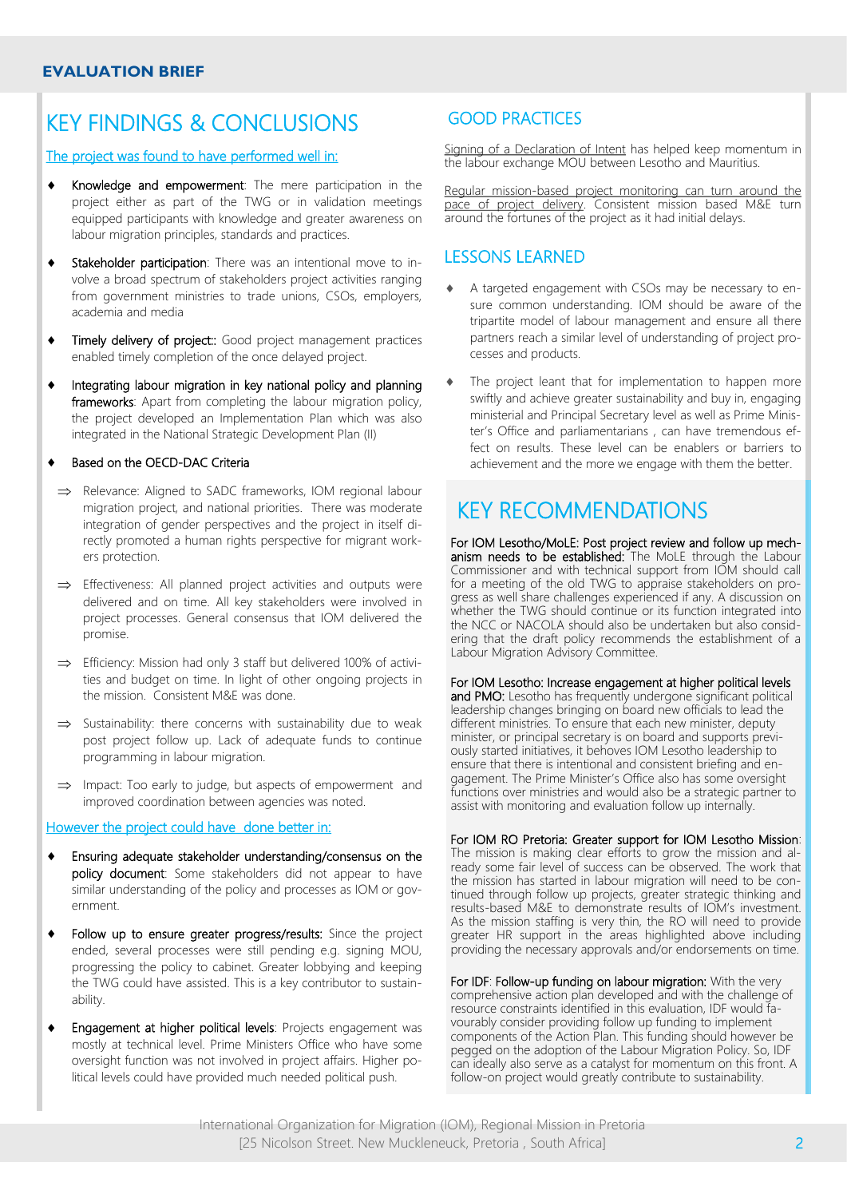**EVALUATION BRIEF**

# KEY FINDINGS & CONCLUSIONS

The project was found to have performed well in:

- **Knowledge and empowerment**: The mere participation in the project either as part of the TWG or in validation meetings equipped participants with knowledge and greater awareness on labour migration principles, standards and practices.
- **Stakeholder participation**: There was an intentional move to involve a broad spectrum of stakeholders project activities ranging from government ministries to trade unions, CSOs, employers, academia and media
- **Timely delivery of project:**: Good project management practices enabled timely completion of the once delayed project.
- **Integrating labour migration in key national policy and planning frameworks**: Apart from completing the labour migration policy, the project developed an Implementation Plan which was also integrated in the National Strategic Development Plan (II)
- Based on the OECD-DAC Criteria
  - ⇒ Relevance: Aligned to SADC frameworks, IOM regional labour migration project, and national priorities. There was moderate integration of gender perspectives and the project in itself directly promoted a human rights perspective for migrant workers protection.
  - ⇒ Effectiveness: All planned project activities and outputs were delivered and on time. All key stakeholders were involved in project processes. General consensus that IOM delivered the promise.
  - ⇒ Efficiency: Mission had only 3 staff but delivered 100% of activities and budget on time. In light of other ongoing projects in the mission. Consistent M&E was done.
  - ⇒ Sustainability: there concerns with sustainability due to weak post project follow up. Lack of adequate funds to continue programming in labour migration.
  - ⇒ Impact: Too early to judge, but aspects of empowerment and improved coordination between agencies was noted.

However the project could have done better in:

- **Ensuring adequate stakeholder understanding/consensus on the policy document**: Some stakeholders did not appear to have similar understanding of the policy and processes as IOM or government.
- **Follow up to ensure greater progress/results:** Since the project ended, several processes were still pending e.g. signing MOU, progressing the policy to cabinet. Greater lobbying and keeping the TWG could have assisted. This is a key contributor to sustainability.
- **Engagement at higher political levels**: Projects engagement was mostly at technical level. Prime Ministers Office who have some oversight function was not involved in project affairs. Higher political levels could have provided much needed political push.

## GOOD PRACTICES

Signing of a Declaration of Intent has helped keep momentum in the labour exchange MOU between Lesotho and Mauritius.

Regular mission-based project monitoring can turn around the pace of project delivery. Consistent mission based M&E turn around the fortunes of the project as it had initial delays.

## LESSONS LEARNED

- A targeted engagement with CSOs may be necessary to ensure common understanding. IOM should be aware of the tripartite model of labour management and ensure all there partners reach a similar level of understanding of project processes and products.
- The project leant that for implementation to happen more swiftly and achieve greater sustainability and buy in, engaging ministerial and Principal Secretary level as well as Prime Minister's Office and parliamentarians , can have tremendous effect on results. These level can be enablers or barriers to achievement and the more we engage with them the better.

# KEY RECOMMENDATIONS

**For IOM Lesotho/MoLE: Post project review and follow up mechanism needs to be established:** The MoLE through the Labour Commissioner and with technical support from IOM should call for a meeting of the old TWG to appraise stakeholders on progress as well share challenges experienced if any. A discussion on whether the TWG should continue or its function integrated into the NCC or NACOLA should also be undertaken but also considering that the draft policy recommends the establishment of a Labour Migration Advisory Committee.

**For IOM Lesotho: Increase engagement at higher political levels and PMO:** Lesotho has frequently undergone significant political leadership changes bringing on board new officials to lead the different ministries. To ensure that each new minister, deputy minister, or principal secretary is on board and supports previously started initiatives, it behoves IOM Lesotho leadership to ensure that there is intentional and consistent briefing and engagement. The Prime Minister's Office also has some oversight functions over ministries and would also be a strategic partner to assist with monitoring and evaluation follow up internally.

**For IOM RO Pretoria: Greater support for IOM Lesotho Mission**: The mission is making clear efforts to grow the mission and already some fair level of success can be observed. The work that the mission has started in labour migration will need to be continued through follow up projects, greater strategic thinking and results-based M&E to demonstrate results of IOM's investment. As the mission staffing is very thin, the RO will need to provide greater HR support in the areas highlighted above including providing the necessary approvals and/or endorsements on time.

**For IDF: Follow-up funding on labour migration:** With the very comprehensive action plan developed and with the challenge of resource constraints identified in this evaluation, IDF would favourably consider providing follow up funding to implement components of the Action Plan. This funding should however be pegged on the adoption of the Labour Migration Policy. So, IDF can ideally also serve as a catalyst for momentum on this front. A follow-on project would greatly contribute to sustainability.

International Organization for Migration (IOM), Regional Mission in Pretoria
[25 Nicolson Street. New Muckleneuck, Pretoria , South Africa]